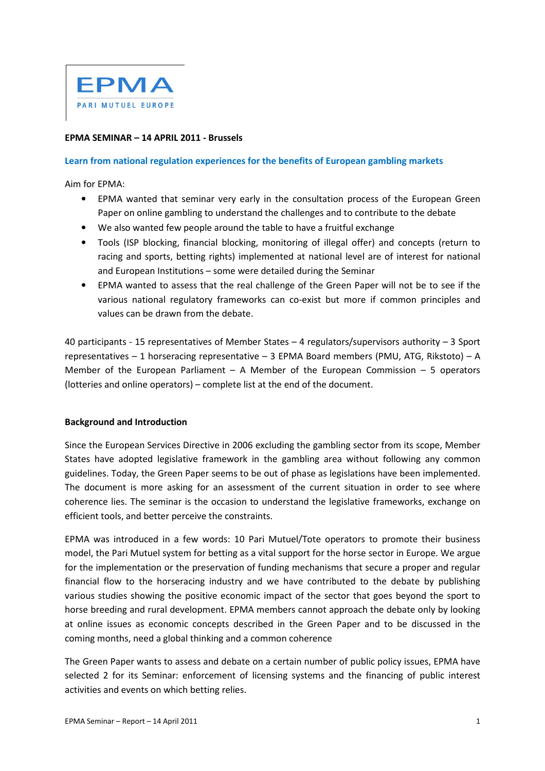EPMA

PARI MUTUEL EUROPE

**EPMA SEMINAR – 14 APRIL 2011 - Brussels**

**Learn from national regulation experiences for the benefits of European gambling markets**

Aim for EPMA:

- EPMA wanted that seminar very early in the consultation process of the European Green Paper on online gambling to understand the challenges and to contribute to the debate
- We also wanted few people around the table to have a fruitful exchange
- Tools (ISP blocking, financial blocking, monitoring of illegal offer) and concepts (return to racing and sports, betting rights) implemented at national level are of interest for national and European Institutions – some were detailed during the Seminar
- EPMA wanted to assess that the real challenge of the Green Paper will not be to see if the various national regulatory frameworks can co-exist but more if common principles and values can be drawn from the debate.

40 participants - 15 representatives of Member States – 4 regulators/supervisors authority – 3 Sport representatives – 1 horseracing representative – 3 EPMA Board members (PMU, ATG, Rikstoto) – A Member of the European Parliament – A Member of the European Commission – 5 operators (lotteries and online operators) – complete list at the end of the document.

**Background and Introduction**

Since the European Services Directive in 2006 excluding the gambling sector from its scope, Member States have adopted legislative framework in the gambling area without following any common guidelines. Today, the Green Paper seems to be out of phase as legislations have been implemented. The document is more asking for an assessment of the current situation in order to see where coherence lies. The seminar is the occasion to understand the legislative frameworks, exchange on efficient tools, and better perceive the constraints.

EPMA was introduced in a few words: 10 Pari Mutuel/Tote operators to promote their business model, the Pari Mutuel system for betting as a vital support for the horse sector in Europe. We argue for the implementation or the preservation of funding mechanisms that secure a proper and regular financial flow to the horseracing industry and we have contributed to the debate by publishing various studies showing the positive economic impact of the sector that goes beyond the sport to horse breeding and rural development. EPMA members cannot approach the debate only by looking at online issues as economic concepts described in the Green Paper and to be discussed in the coming months, need a global thinking and a common coherence

The Green Paper wants to assess and debate on a certain number of public policy issues, EPMA have selected 2 for its Seminar: enforcement of licensing systems and the financing of public interest activities and events on which betting relies.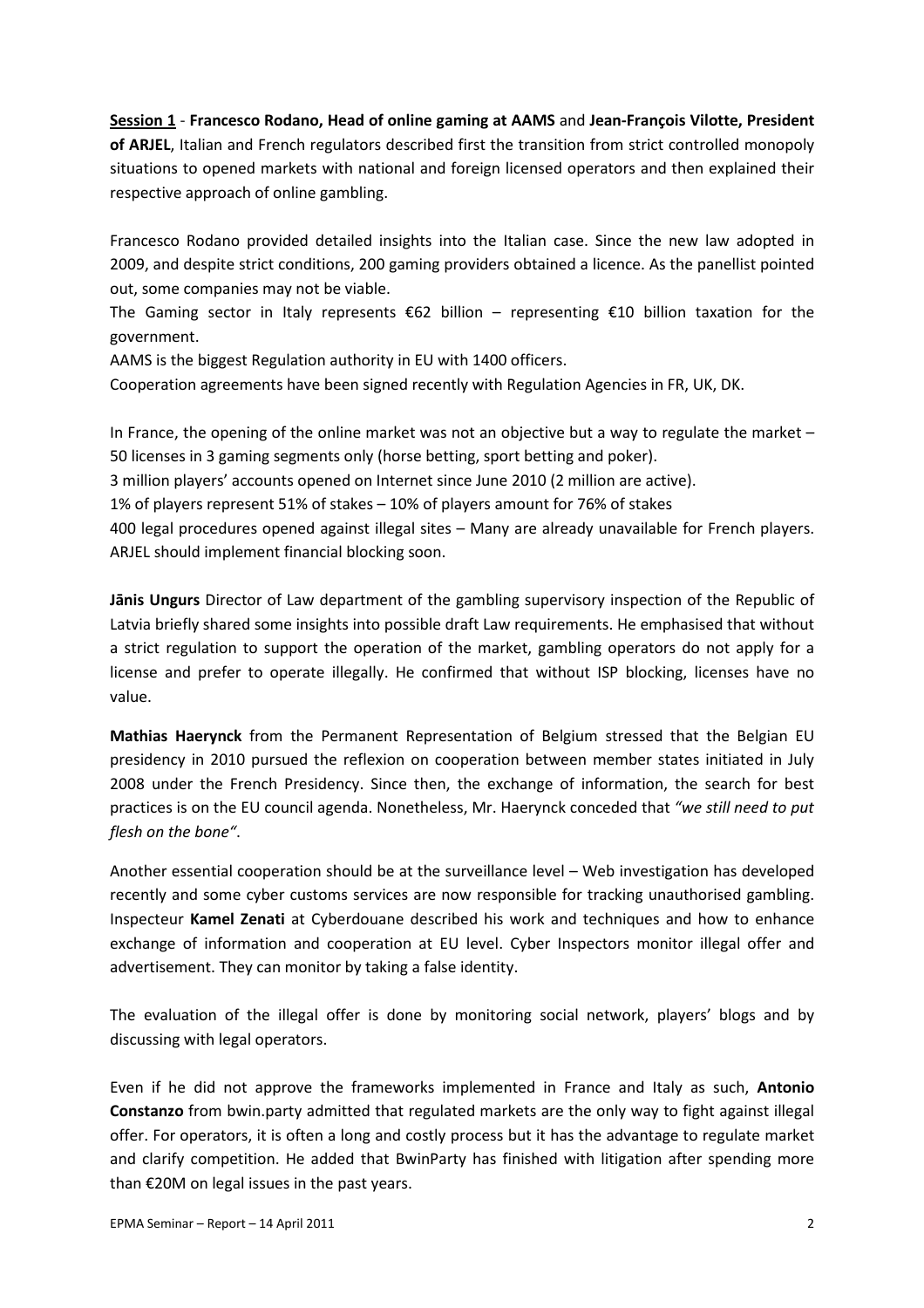**Session 1** - **Francesco Rodano, Head of online gaming at AAMS** and **Jean-François Vilotte, President of ARJEL**, Italian and French regulators described first the transition from strict controlled monopoly situations to opened markets with national and foreign licensed operators and then explained their respective approach of online gambling.

Francesco Rodano provided detailed insights into the Italian case. Since the new law adopted in 2009, and despite strict conditions, 200 gaming providers obtained a licence. As the panellist pointed out, some companies may not be viable.

The Gaming sector in Italy represents €62 billion – representing €10 billion taxation for the government.

AAMS is the biggest Regulation authority in EU with 1400 officers.

Cooperation agreements have been signed recently with Regulation Agencies in FR, UK, DK.

In France, the opening of the online market was not an objective but a way to regulate the market – 50 licenses in 3 gaming segments only (horse betting, sport betting and poker).

3 million players' accounts opened on Internet since June 2010 (2 million are active).

1% of players represent 51% of stakes – 10% of players amount for 76% of stakes

400 legal procedures opened against illegal sites – Many are already unavailable for French players. ARJEL should implement financial blocking soon.

**Jānis Ungurs** Director of Law department of the gambling supervisory inspection of the Republic of Latvia briefly shared some insights into possible draft Law requirements. He emphasised that without a strict regulation to support the operation of the market, gambling operators do not apply for a license and prefer to operate illegally. He confirmed that without ISP blocking, licenses have no value.

**Mathias Haerynck** from the Permanent Representation of Belgium stressed that the Belgian EU presidency in 2010 pursued the reflexion on cooperation between member states initiated in July 2008 under the French Presidency. Since then, the exchange of information, the search for best practices is on the EU council agenda. Nonetheless, Mr. Haerynck conceded that *"we still need to put flesh on the bone"*.

Another essential cooperation should be at the surveillance level – Web investigation has developed recently and some cyber customs services are now responsible for tracking unauthorised gambling. Inspecteur **Kamel Zenati** at Cyberdouane described his work and techniques and how to enhance exchange of information and cooperation at EU level. Cyber Inspectors monitor illegal offer and advertisement. They can monitor by taking a false identity.

The evaluation of the illegal offer is done by monitoring social network, players' blogs and by discussing with legal operators.

Even if he did not approve the frameworks implemented in France and Italy as such, **Antonio Constanzo** from bwin.party admitted that regulated markets are the only way to fight against illegal offer. For operators, it is often a long and costly process but it has the advantage to regulate market and clarify competition. He added that BwinParty has finished with litigation after spending more than €20M on legal issues in the past years.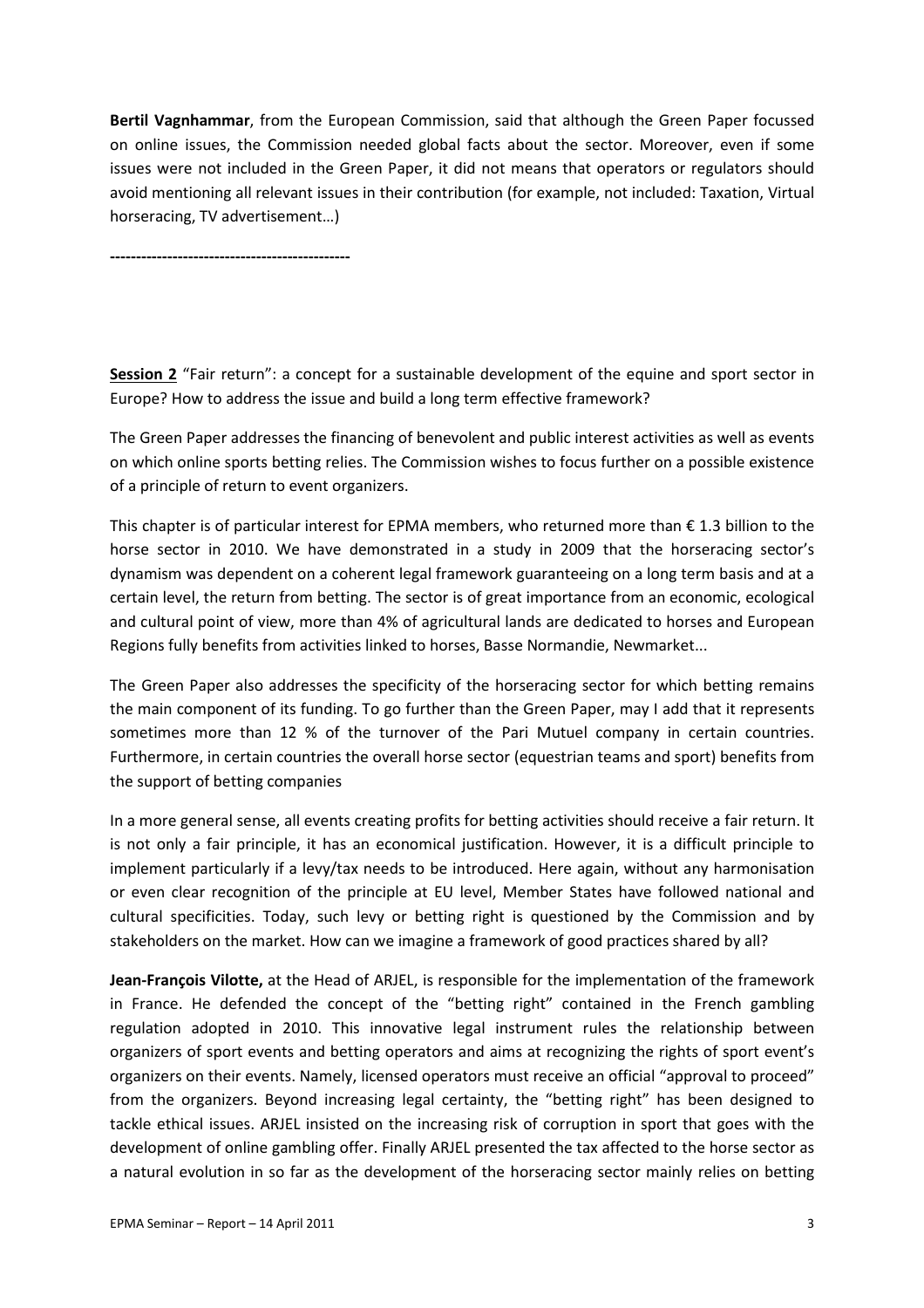**Bertil Vagnhammar**, from the European Commission, said that although the Green Paper focussed on online issues, the Commission needed global facts about the sector. Moreover, even if some issues were not included in the Green Paper, it did not means that operators or regulators should avoid mentioning all relevant issues in their contribution (for example, not included: Taxation, Virtual horseracing, TV advertisement…)

----------------------------------------------

**Session 2** "Fair return": a concept for a sustainable development of the equine and sport sector in Europe? How to address the issue and build a long term effective framework?

The Green Paper addresses the financing of benevolent and public interest activities as well as events on which online sports betting relies. The Commission wishes to focus further on a possible existence of a principle of return to event organizers.

This chapter is of particular interest for EPMA members, who returned more than € 1.3 billion to the horse sector in 2010. We have demonstrated in a study in 2009 that the horseracing sector's dynamism was dependent on a coherent legal framework guaranteeing on a long term basis and at a certain level, the return from betting. The sector is of great importance from an economic, ecological and cultural point of view, more than 4% of agricultural lands are dedicated to horses and European Regions fully benefits from activities linked to horses, Basse Normandie, Newmarket...

The Green Paper also addresses the specificity of the horseracing sector for which betting remains the main component of its funding. To go further than the Green Paper, may I add that it represents sometimes more than 12 % of the turnover of the Pari Mutuel company in certain countries. Furthermore, in certain countries the overall horse sector (equestrian teams and sport) benefits from the support of betting companies

In a more general sense, all events creating profits for betting activities should receive a fair return. It is not only a fair principle, it has an economical justification. However, it is a difficult principle to implement particularly if a levy/tax needs to be introduced. Here again, without any harmonisation or even clear recognition of the principle at EU level, Member States have followed national and cultural specificities. Today, such levy or betting right is questioned by the Commission and by stakeholders on the market. How can we imagine a framework of good practices shared by all?

**Jean-François Vilotte,** at the Head of ARJEL, is responsible for the implementation of the framework in France. He defended the concept of the "betting right" contained in the French gambling regulation adopted in 2010. This innovative legal instrument rules the relationship between organizers of sport events and betting operators and aims at recognizing the rights of sport event's organizers on their events. Namely, licensed operators must receive an official "approval to proceed" from the organizers. Beyond increasing legal certainty, the "betting right" has been designed to tackle ethical issues. ARJEL insisted on the increasing risk of corruption in sport that goes with the development of online gambling offer. Finally ARJEL presented the tax affected to the horse sector as a natural evolution in so far as the development of the horseracing sector mainly relies on betting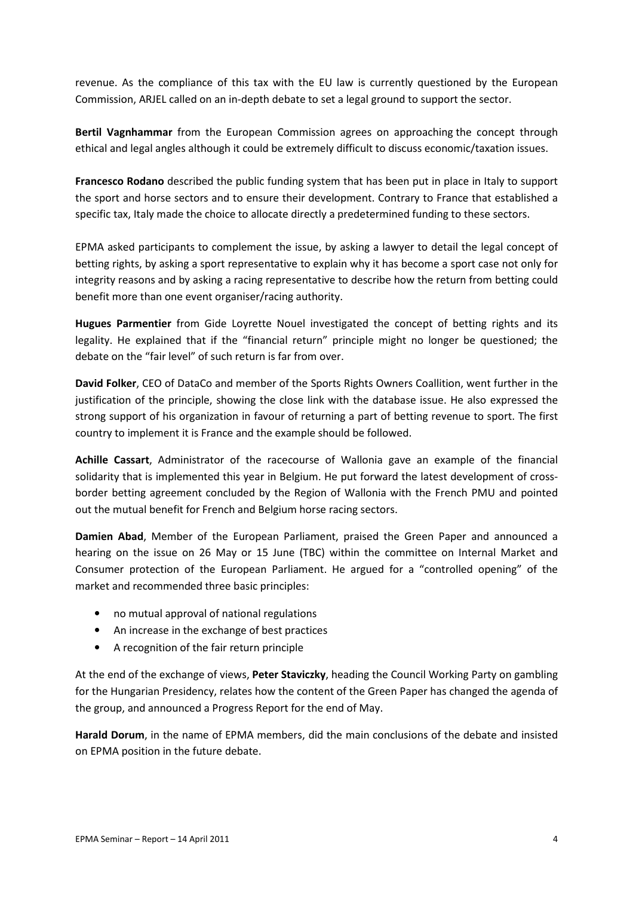revenue. As the compliance of this tax with the EU law is currently questioned by the European Commission, ARJEL called on an in-depth debate to set a legal ground to support the sector.

**Bertil Vagnhammar** from the European Commission agrees on approaching the concept through ethical and legal angles although it could be extremely difficult to discuss economic/taxation issues.

**Francesco Rodano** described the public funding system that has been put in place in Italy to support the sport and horse sectors and to ensure their development. Contrary to France that established a specific tax, Italy made the choice to allocate directly a predetermined funding to these sectors.

EPMA asked participants to complement the issue, by asking a lawyer to detail the legal concept of betting rights, by asking a sport representative to explain why it has become a sport case not only for integrity reasons and by asking a racing representative to describe how the return from betting could benefit more than one event organiser/racing authority.

**Hugues Parmentier** from Gide Loyrette Nouel investigated the concept of betting rights and its legality. He explained that if the "financial return" principle might no longer be questioned; the debate on the "fair level" of such return is far from over.

**David Folker**, CEO of DataCo and member of the Sports Rights Owners Coallition, went further in the justification of the principle, showing the close link with the database issue. He also expressed the strong support of his organization in favour of returning a part of betting revenue to sport. The first country to implement it is France and the example should be followed.

**Achille Cassart**, Administrator of the racecourse of Wallonia gave an example of the financial solidarity that is implemented this year in Belgium. He put forward the latest development of cross-border betting agreement concluded by the Region of Wallonia with the French PMU and pointed out the mutual benefit for French and Belgium horse racing sectors.

**Damien Abad**, Member of the European Parliament, praised the Green Paper and announced a hearing on the issue on 26 May or 15 June (TBC) within the committee on Internal Market and Consumer protection of the European Parliament. He argued for a "controlled opening" of the market and recommended three basic principles:

- no mutual approval of national regulations
- An increase in the exchange of best practices
- A recognition of the fair return principle

At the end of the exchange of views, **Peter Staviczky**, heading the Council Working Party on gambling for the Hungarian Presidency, relates how the content of the Green Paper has changed the agenda of the group, and announced a Progress Report for the end of May.

**Harald Dorum**, in the name of EPMA members, did the main conclusions of the debate and insisted on EPMA position in the future debate.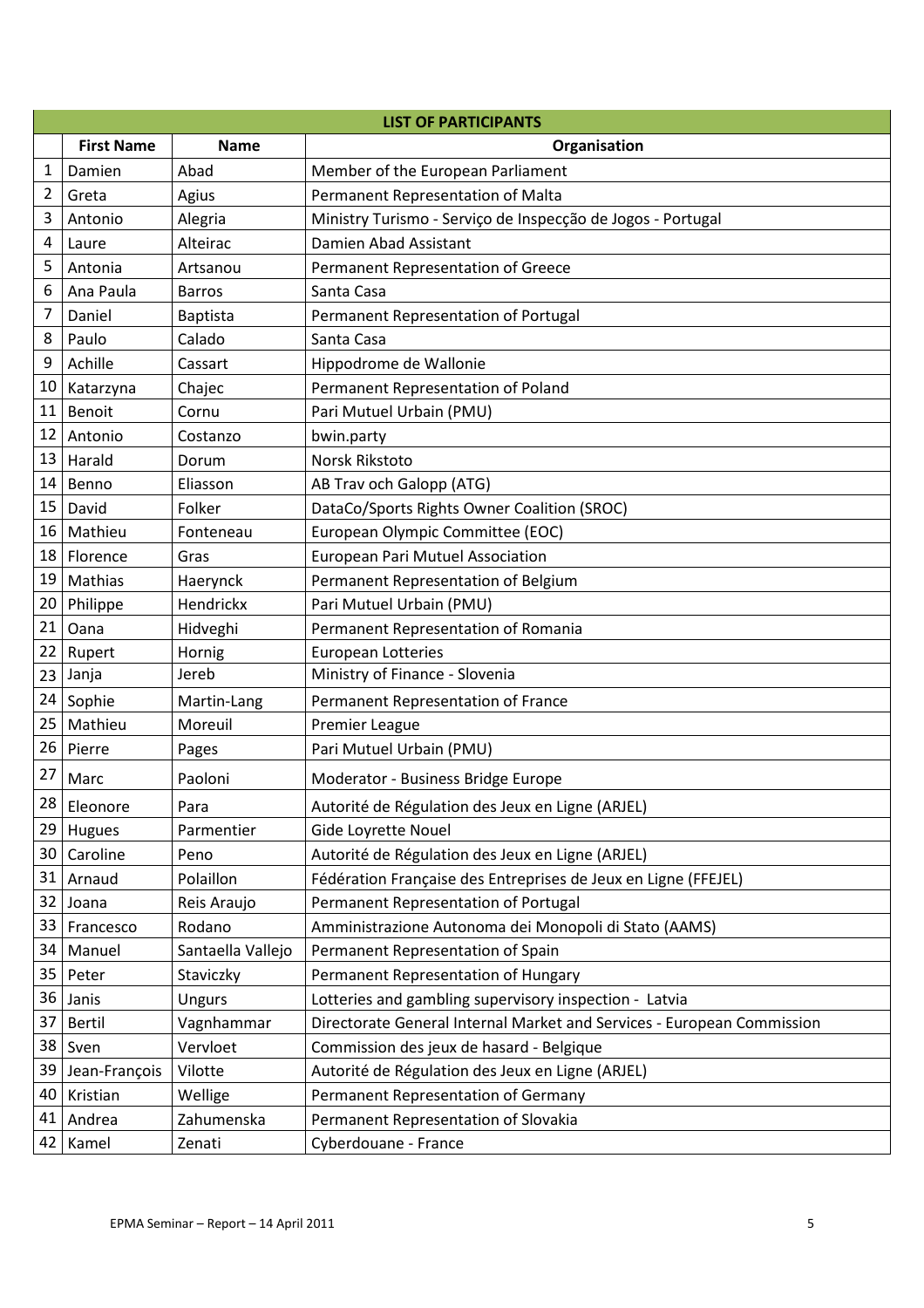| LIST OF PARTICIPANTS | | | |
|---|---|---|---|
| | **First Name** | **Name** | **Organisation** |
| 1 | Damien | Abad | Member of the European Parliament |
| 2 | Greta | Agius | Permanent Representation of Malta |
| 3 | Antonio | Alegria | Ministry Turismo - Serviço de Inspecção de Jogos - Portugal |
| 4 | Laure | Alteirac | Damien Abad Assistant |
| 5 | Antonia | Artsanou | Permanent Representation of Greece |
| 6 | Ana Paula | Barros | Santa Casa |
| 7 | Daniel | Baptista | Permanent Representation of Portugal |
| 8 | Paulo | Calado | Santa Casa |
| 9 | Achille | Cassart | Hippodrome de Wallonie |
| 10 | Katarzyna | Chajec | Permanent Representation of Poland |
| 11 | Benoit | Cornu | Pari Mutuel Urbain (PMU) |
| 12 | Antonio | Costanzo | bwin.party |
| 13 | Harald | Dorum | Norsk Rikstoto |
| 14 | Benno | Eliasson | AB Trav och Galopp (ATG) |
| 15 | David | Folker | DataCo/Sports Rights Owner Coalition (SROC) |
| 16 | Mathieu | Fonteneau | European Olympic Committee (EOC) |
| 18 | Florence | Gras | European Pari Mutuel Association |
| 19 | Mathias | Haerynck | Permanent Representation of Belgium |
| 20 | Philippe | Hendrickx | Pari Mutuel Urbain (PMU) |
| 21 | Oana | Hidveghi | Permanent Representation of Romania |
| 22 | Rupert | Hornig | European Lotteries |
| 23 | Janja | Jereb | Ministry of Finance - Slovenia |
| 24 | Sophie | Martin-Lang | Permanent Representation of France |
| 25 | Mathieu | Moreuil | Premier League |
| 26 | Pierre | Pages | Pari Mutuel Urbain (PMU) |
| 27 | Marc | Paoloni | Moderator - Business Bridge Europe |
| 28 | Eleonore | Para | Autorité de Régulation des Jeux en Ligne (ARJEL) |
| 29 | Hugues | Parmentier | Gide Loyrette Nouel |
| 30 | Caroline | Peno | Autorité de Régulation des Jeux en Ligne (ARJEL) |
| 31 | Arnaud | Polaillon | Fédération Française des Entreprises de Jeux en Ligne (FFEJEL) |
| 32 | Joana | Reis Araujo | Permanent Representation of Portugal |
| 33 | Francesco | Rodano | Amministrazione Autonoma dei Monopoli di Stato (AAMS) |
| 34 | Manuel | Santaella Vallejo | Permanent Representation of Spain |
| 35 | Peter | Staviczky | Permanent Representation of Hungary |
| 36 | Janis | Ungurs | Lotteries and gambling supervisory inspection - Latvia |
| 37 | Bertil | Vagnhammar | Directorate General Internal Market and Services - European Commission |
| 38 | Sven | Vervloet | Commission des jeux de hasard - Belgique |
| 39 | Jean-François | Vilotte | Autorité de Régulation des Jeux en Ligne (ARJEL) |
| 40 | Kristian | Wellige | Permanent Representation of Germany |
| 41 | Andrea | Zahumenska | Permanent Representation of Slovakia |
| 42 | Kamel | Zenati | Cyberdouane - France |